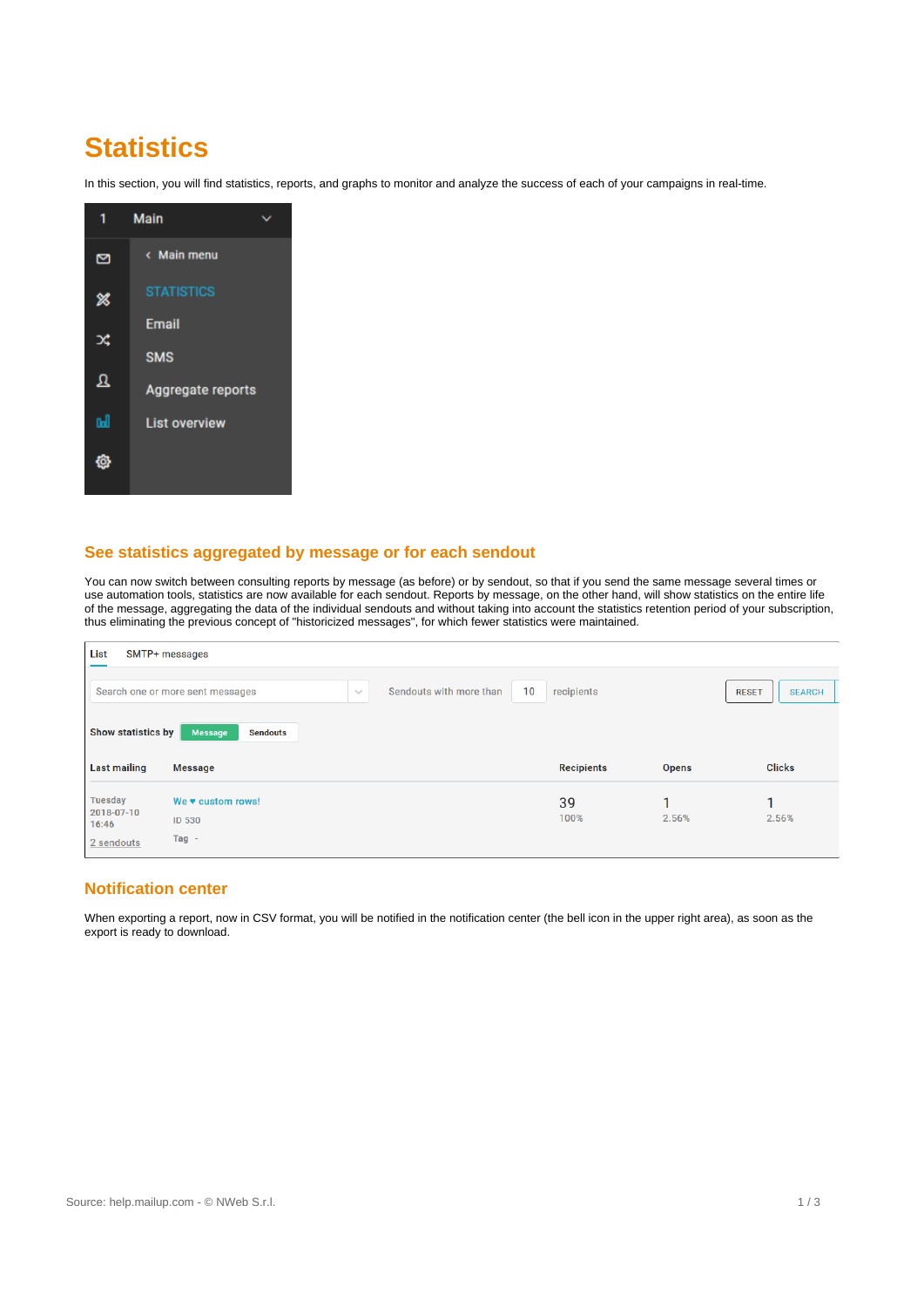# Statistics

In this section, you will find statistics, reports, and graphs to monitor and analyze the success of each of your campaigns in real-time.

## See statistics aggregated by message or for each sendout

You can now switch between consulting reports by message (as before) or by sendout, so that if you send the same message several times or use automation tools, statistics are now available for each sendout. Reports by message, on the other hand, will show statistics on the entire life of the message, aggregating the data of the individual sendouts and without taking into account the statistics retention period of your subscription, thus eliminating the previous concept of "historicized messages", for which fewer statistics were maintained.

## Notification center

When exporting a report, now in CSV format, you will be notified in the notification center (the bell icon in the upper right area), as soon as the export is ready to download.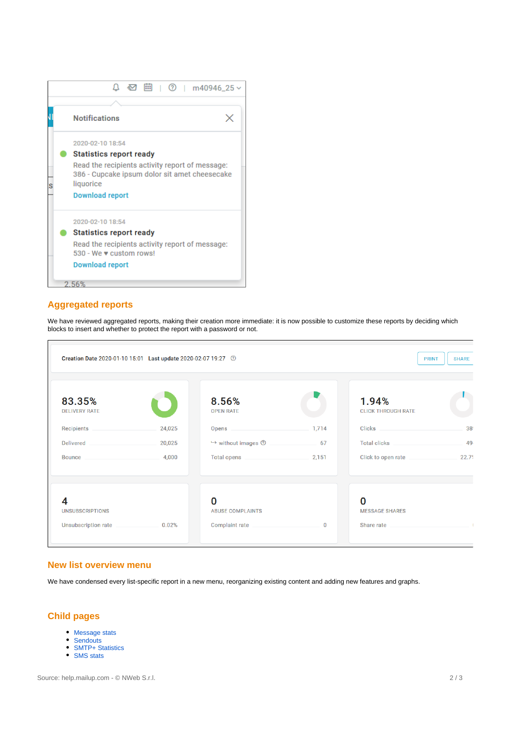## Aggregated reports

We have reviewed aggregated reports, making their creation more immediate: it is now possible to customize these reports by deciding which blocks to insert and whether to protect the report with a password or not.

## New list overview menu

We have condensed every list-specific report in a new menu, reorganizing existing content and adding new features and graphs.

## Child pages

- Message stats
- Sendouts
- SMTP+ Statistics
- SMS stats

Source: help.mailup.com - © NWeb S.r.l.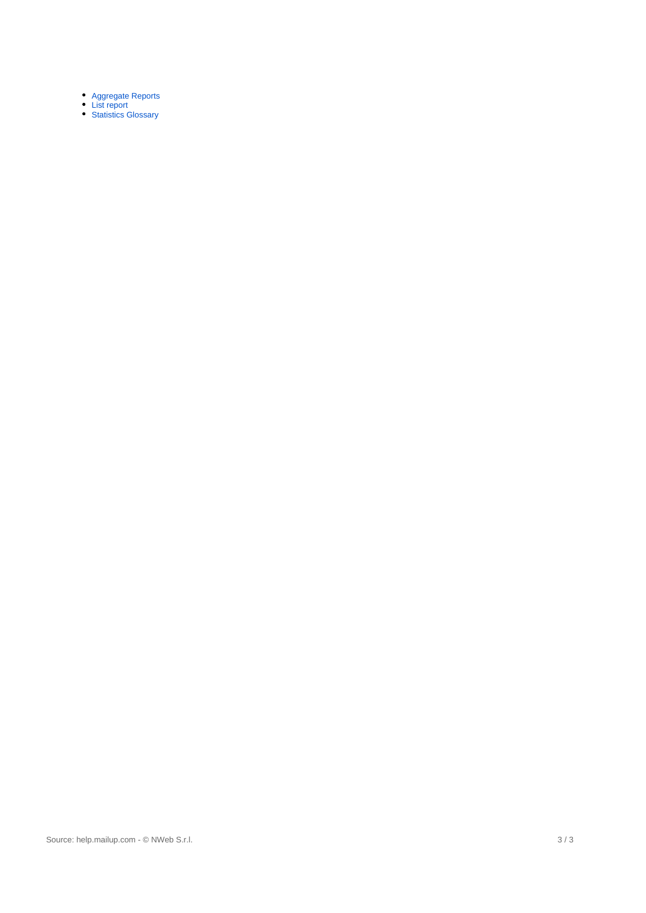- Aggregate Reports
- List report
- Statistics Glossary